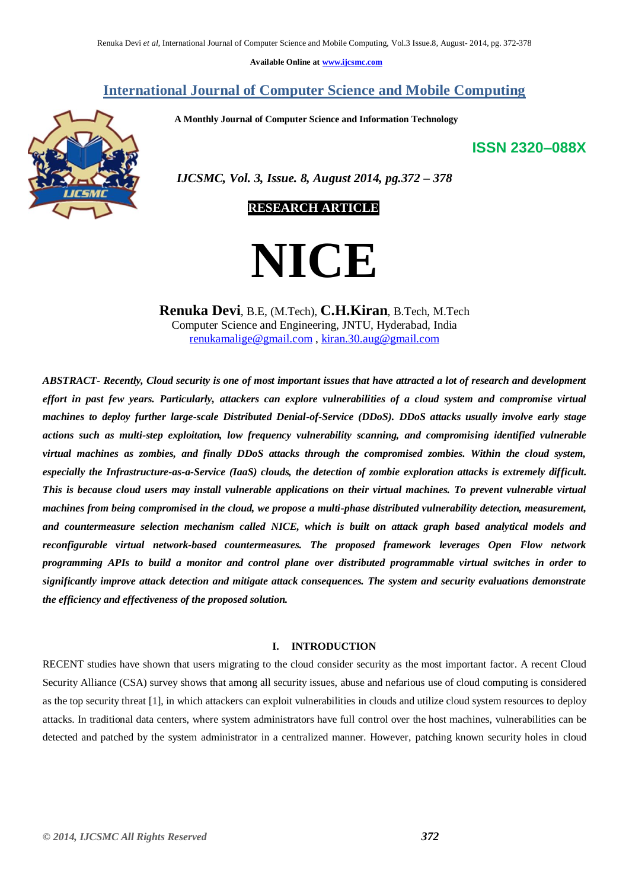Available Online at www.ijcsmc.com

# International Journal of Computer Science and Mobile Computing

**A Monthly Journal of Computer Science and Information Technology**

**ISSN 2320–088X**

*IJCSMC, Vol. 3, Issue. 8, August 2014, pg.372 – 378*

**RESEARCH ARTICLE**

# NICE

**Renuka Devi**, B.E, (M.Tech), **C.H.Kiran**, B.Tech, M.Tech
Computer Science and Engineering, JNTU, Hyderabad, India
renukamalige@gmail.com , kiran.30.aug@gmail.com

***ABSTRACT- Recently, Cloud security is one of most important issues that have attracted a lot of research and development effort in past few years. Particularly, attackers can explore vulnerabilities of a cloud system and compromise virtual machines to deploy further large-scale Distributed Denial-of-Service (DDoS). DDoS attacks usually involve early stage actions such as multi-step exploitation, low frequency vulnerability scanning, and compromising identified vulnerable virtual machines as zombies, and finally DDoS attacks through the compromised zombies. Within the cloud system, especially the Infrastructure-as-a-Service (IaaS) clouds, the detection of zombie exploration attacks is extremely difficult. This is because cloud users may install vulnerable applications on their virtual machines. To prevent vulnerable virtual machines from being compromised in the cloud, we propose a multi-phase distributed vulnerability detection, measurement, and countermeasure selection mechanism called NICE, which is built on attack graph based analytical models and reconfigurable virtual network-based countermeasures. The proposed framework leverages Open Flow network programming APIs to build a monitor and control plane over distributed programmable virtual switches in order to significantly improve attack detection and mitigate attack consequences. The system and security evaluations demonstrate the efficiency and effectiveness of the proposed solution.***

## I. INTRODUCTION

RECENT studies have shown that users migrating to the cloud consider security as the most important factor. A recent Cloud Security Alliance (CSA) survey shows that among all security issues, abuse and nefarious use of cloud computing is considered as the top security threat [1], in which attackers can exploit vulnerabilities in clouds and utilize cloud system resources to deploy attacks. In traditional data centers, where system administrators have full control over the host machines, vulnerabilities can be detected and patched by the system administrator in a centralized manner. However, patching known security holes in cloud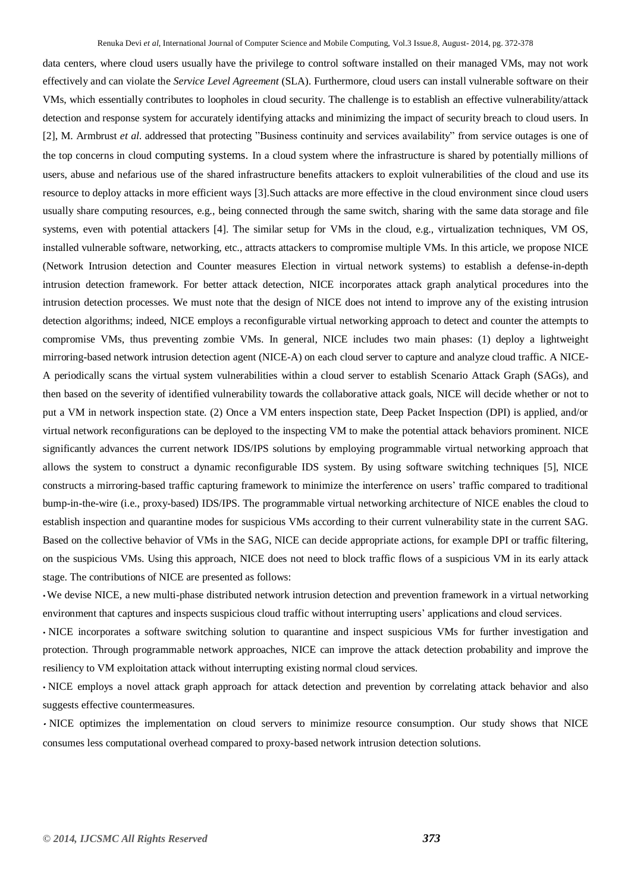data centers, where cloud users usually have the privilege to control software installed on their managed VMs, may not work effectively and can violate the *Service Level Agreement* (SLA). Furthermore, cloud users can install vulnerable software on their VMs, which essentially contributes to loopholes in cloud security. The challenge is to establish an effective vulnerability/attack detection and response system for accurately identifying attacks and minimizing the impact of security breach to cloud users. In [2], M. Armbrust *et al.* addressed that protecting "Business continuity and services availability" from service outages is one of the top concerns in cloud computing systems. In a cloud system where the infrastructure is shared by potentially millions of users, abuse and nefarious use of the shared infrastructure benefits attackers to exploit vulnerabilities of the cloud and use its resource to deploy attacks in more efficient ways [3].Such attacks are more effective in the cloud environment since cloud users usually share computing resources, e.g., being connected through the same switch, sharing with the same data storage and file systems, even with potential attackers [4]. The similar setup for VMs in the cloud, e.g., virtualization techniques, VM OS, installed vulnerable software, networking, etc., attracts attackers to compromise multiple VMs. In this article, we propose NICE (Network Intrusion detection and Counter measures Election in virtual network systems) to establish a defense-in-depth intrusion detection framework. For better attack detection, NICE incorporates attack graph analytical procedures into the intrusion detection processes. We must note that the design of NICE does not intend to improve any of the existing intrusion detection algorithms; indeed, NICE employs a reconfigurable virtual networking approach to detect and counter the attempts to compromise VMs, thus preventing zombie VMs. In general, NICE includes two main phases: (1) deploy a lightweight mirroring-based network intrusion detection agent (NICE-A) on each cloud server to capture and analyze cloud traffic. A NICE-A periodically scans the virtual system vulnerabilities within a cloud server to establish Scenario Attack Graph (SAGs), and then based on the severity of identified vulnerability towards the collaborative attack goals, NICE will decide whether or not to put a VM in network inspection state. (2) Once a VM enters inspection state, Deep Packet Inspection (DPI) is applied, and/or virtual network reconfigurations can be deployed to the inspecting VM to make the potential attack behaviors prominent. NICE significantly advances the current network IDS/IPS solutions by employing programmable virtual networking approach that allows the system to construct a dynamic reconfigurable IDS system. By using software switching techniques [5], NICE constructs a mirroring-based traffic capturing framework to minimize the interference on users' traffic compared to traditional bump-in-the-wire (i.e., proxy-based) IDS/IPS. The programmable virtual networking architecture of NICE enables the cloud to establish inspection and quarantine modes for suspicious VMs according to their current vulnerability state in the current SAG. Based on the collective behavior of VMs in the SAG, NICE can decide appropriate actions, for example DPI or traffic filtering, on the suspicious VMs. Using this approach, NICE does not need to block traffic flows of a suspicious VM in its early attack stage. The contributions of NICE are presented as follows:

- We devise NICE, a new multi-phase distributed network intrusion detection and prevention framework in a virtual networking environment that captures and inspects suspicious cloud traffic without interrupting users' applications and cloud services.
- NICE incorporates a software switching solution to quarantine and inspect suspicious VMs for further investigation and protection. Through programmable network approaches, NICE can improve the attack detection probability and improve the resiliency to VM exploitation attack without interrupting existing normal cloud services.
- NICE employs a novel attack graph approach for attack detection and prevention by correlating attack behavior and also suggests effective countermeasures.
- NICE optimizes the implementation on cloud servers to minimize resource consumption. Our study shows that NICE consumes less computational overhead compared to proxy-based network intrusion detection solutions.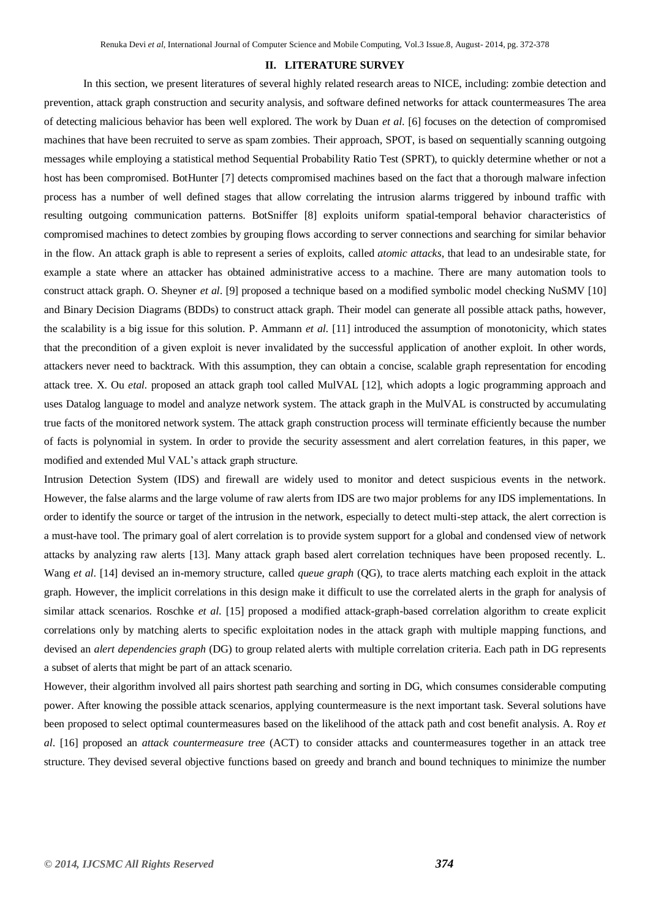## II. LITERATURE SURVEY

In this section, we present literatures of several highly related research areas to NICE, including: zombie detection and prevention, attack graph construction and security analysis, and software defined networks for attack countermeasures The area of detecting malicious behavior has been well explored. The work by Duan *et al*. [6] focuses on the detection of compromised machines that have been recruited to serve as spam zombies. Their approach, SPOT, is based on sequentially scanning outgoing messages while employing a statistical method Sequential Probability Ratio Test (SPRT), to quickly determine whether or not a host has been compromised. BotHunter [7] detects compromised machines based on the fact that a thorough malware infection process has a number of well defined stages that allow correlating the intrusion alarms triggered by inbound traffic with resulting outgoing communication patterns. BotSniffer [8] exploits uniform spatial-temporal behavior characteristics of compromised machines to detect zombies by grouping flows according to server connections and searching for similar behavior in the flow. An attack graph is able to represent a series of exploits, called *atomic attacks*, that lead to an undesirable state, for example a state where an attacker has obtained administrative access to a machine. There are many automation tools to construct attack graph. O. Sheyner *et al*. [9] proposed a technique based on a modified symbolic model checking NuSMV [10] and Binary Decision Diagrams (BDDs) to construct attack graph. Their model can generate all possible attack paths, however, the scalability is a big issue for this solution. P. Ammann *et al*. [11] introduced the assumption of monotonicity, which states that the precondition of a given exploit is never invalidated by the successful application of another exploit. In other words, attackers never need to backtrack. With this assumption, they can obtain a concise, scalable graph representation for encoding attack tree. X. Ou *etal*. proposed an attack graph tool called MulVAL [12], which adopts a logic programming approach and uses Datalog language to model and analyze network system. The attack graph in the MulVAL is constructed by accumulating true facts of the monitored network system. The attack graph construction process will terminate efficiently because the number of facts is polynomial in system. In order to provide the security assessment and alert correlation features, in this paper, we modified and extended Mul VAL's attack graph structure.

Intrusion Detection System (IDS) and firewall are widely used to monitor and detect suspicious events in the network. However, the false alarms and the large volume of raw alerts from IDS are two major problems for any IDS implementations. In order to identify the source or target of the intrusion in the network, especially to detect multi-step attack, the alert correction is a must-have tool. The primary goal of alert correlation is to provide system support for a global and condensed view of network attacks by analyzing raw alerts [13]. Many attack graph based alert correlation techniques have been proposed recently. L. Wang *et al*. [14] devised an in-memory structure, called *queue graph* (QG), to trace alerts matching each exploit in the attack graph. However, the implicit correlations in this design make it difficult to use the correlated alerts in the graph for analysis of similar attack scenarios. Roschke *et al*. [15] proposed a modified attack-graph-based correlation algorithm to create explicit correlations only by matching alerts to specific exploitation nodes in the attack graph with multiple mapping functions, and devised an *alert dependencies graph* (DG) to group related alerts with multiple correlation criteria. Each path in DG represents a subset of alerts that might be part of an attack scenario.

However, their algorithm involved all pairs shortest path searching and sorting in DG, which consumes considerable computing power. After knowing the possible attack scenarios, applying countermeasure is the next important task. Several solutions have been proposed to select optimal countermeasures based on the likelihood of the attack path and cost benefit analysis. A. Roy *et al*. [16] proposed an *attack countermeasure tree* (ACT) to consider attacks and countermeasures together in an attack tree structure. They devised several objective functions based on greedy and branch and bound techniques to minimize the number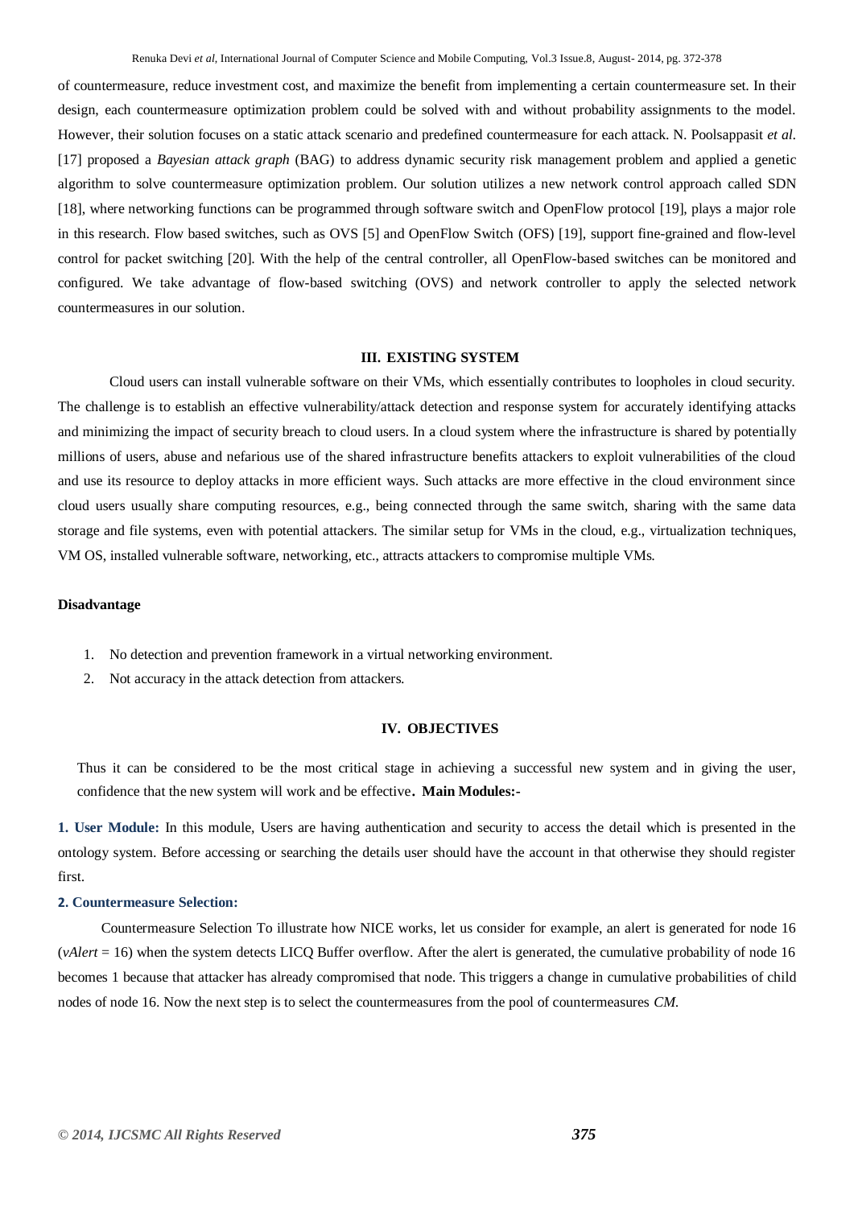of countermeasure, reduce investment cost, and maximize the benefit from implementing a certain countermeasure set. In their design, each countermeasure optimization problem could be solved with and without probability assignments to the model. However, their solution focuses on a static attack scenario and predefined countermeasure for each attack. N. Poolsappasit *et al.* [17] proposed a *Bayesian attack graph* (BAG) to address dynamic security risk management problem and applied a genetic algorithm to solve countermeasure optimization problem. Our solution utilizes a new network control approach called SDN [18], where networking functions can be programmed through software switch and OpenFlow protocol [19], plays a major role in this research. Flow based switches, such as OVS [5] and OpenFlow Switch (OFS) [19], support fine-grained and flow-level control for packet switching [20]. With the help of the central controller, all OpenFlow-based switches can be monitored and configured. We take advantage of flow-based switching (OVS) and network controller to apply the selected network countermeasures in our solution.

## III. EXISTING SYSTEM

Cloud users can install vulnerable software on their VMs, which essentially contributes to loopholes in cloud security. The challenge is to establish an effective vulnerability/attack detection and response system for accurately identifying attacks and minimizing the impact of security breach to cloud users. In a cloud system where the infrastructure is shared by potentially millions of users, abuse and nefarious use of the shared infrastructure benefits attackers to exploit vulnerabilities of the cloud and use its resource to deploy attacks in more efficient ways. Such attacks are more effective in the cloud environment since cloud users usually share computing resources, e.g., being connected through the same switch, sharing with the same data storage and file systems, even with potential attackers. The similar setup for VMs in the cloud, e.g., virtualization techniques, VM OS, installed vulnerable software, networking, etc., attracts attackers to compromise multiple VMs.

**Disadvantage**

1. No detection and prevention framework in a virtual networking environment.
2. Not accuracy in the attack detection from attackers.

## IV. OBJECTIVES

Thus it can be considered to be the most critical stage in achieving a successful new system and in giving the user, confidence that the new system will work and be effective. **Main Modules:-**

**1. User Module:** In this module, Users are having authentication and security to access the detail which is presented in the ontology system. Before accessing or searching the details user should have the account in that otherwise they should register first.

**2. Countermeasure Selection:**

Countermeasure Selection To illustrate how NICE works, let us consider for example, an alert is generated for node 16 (*vAlert* = 16) when the system detects LICQ Buffer overflow. After the alert is generated, the cumulative probability of node 16 becomes 1 because that attacker has already compromised that node. This triggers a change in cumulative probabilities of child nodes of node 16. Now the next step is to select the countermeasures from the pool of countermeasures *CM*.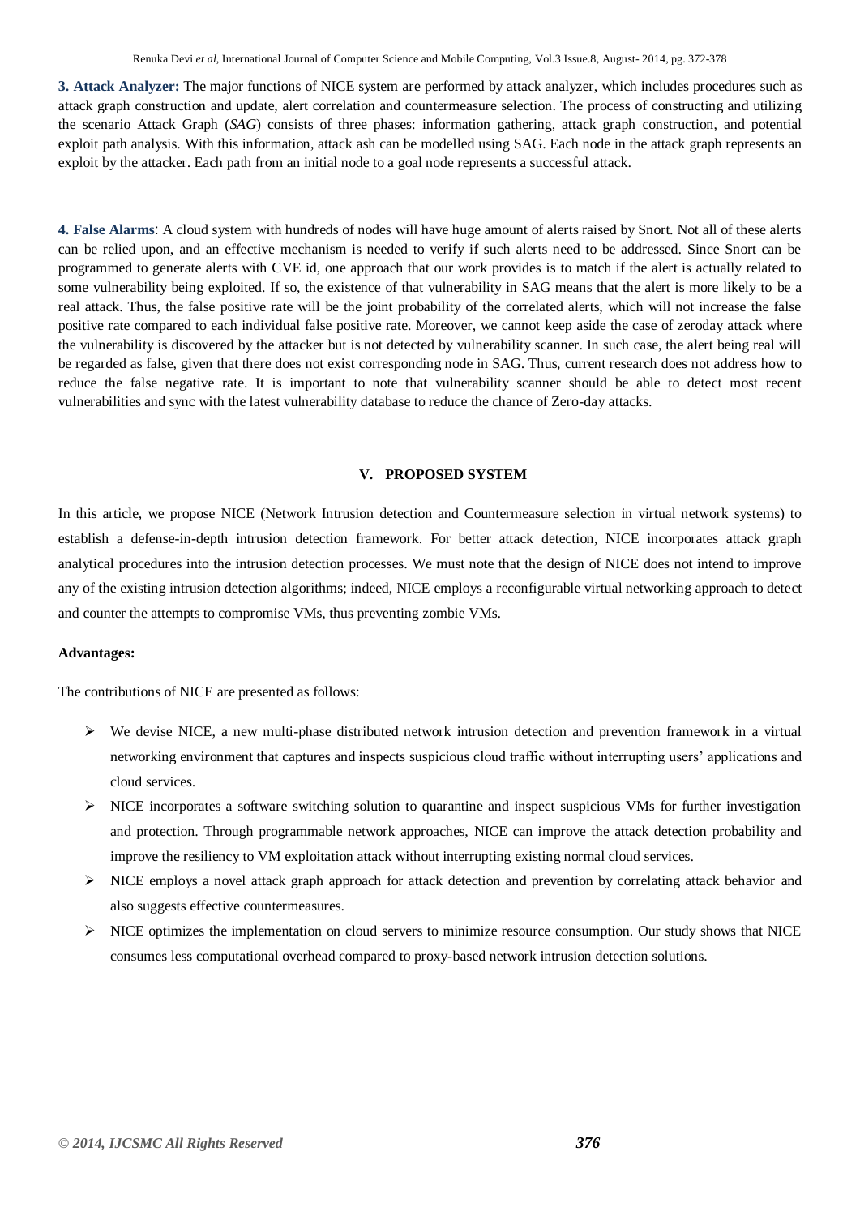**3. Attack Analyzer:** The major functions of NICE system are performed by attack analyzer, which includes procedures such as attack graph construction and update, alert correlation and countermeasure selection. The process of constructing and utilizing the scenario Attack Graph (*SAG*) consists of three phases: information gathering, attack graph construction, and potential exploit path analysis. With this information, attack ash can be modelled using SAG. Each node in the attack graph represents an exploit by the attacker. Each path from an initial node to a goal node represents a successful attack.

**4. False Alarms**: A cloud system with hundreds of nodes will have huge amount of alerts raised by Snort. Not all of these alerts can be relied upon, and an effective mechanism is needed to verify if such alerts need to be addressed. Since Snort can be programmed to generate alerts with CVE id, one approach that our work provides is to match if the alert is actually related to some vulnerability being exploited. If so, the existence of that vulnerability in SAG means that the alert is more likely to be a real attack. Thus, the false positive rate will be the joint probability of the correlated alerts, which will not increase the false positive rate compared to each individual false positive rate. Moreover, we cannot keep aside the case of zeroday attack where the vulnerability is discovered by the attacker but is not detected by vulnerability scanner. In such case, the alert being real will be regarded as false, given that there does not exist corresponding node in SAG. Thus, current research does not address how to reduce the false negative rate. It is important to note that vulnerability scanner should be able to detect most recent vulnerabilities and sync with the latest vulnerability database to reduce the chance of Zero-day attacks.

## V. PROPOSED SYSTEM

In this article, we propose NICE (Network Intrusion detection and Countermeasure selection in virtual network systems) to establish a defense-in-depth intrusion detection framework. For better attack detection, NICE incorporates attack graph analytical procedures into the intrusion detection processes. We must note that the design of NICE does not intend to improve any of the existing intrusion detection algorithms; indeed, NICE employs a reconfigurable virtual networking approach to detect and counter the attempts to compromise VMs, thus preventing zombie VMs.

**Advantages:**

The contributions of NICE are presented as follows:

- We devise NICE, a new multi-phase distributed network intrusion detection and prevention framework in a virtual networking environment that captures and inspects suspicious cloud traffic without interrupting users' applications and cloud services.
- NICE incorporates a software switching solution to quarantine and inspect suspicious VMs for further investigation and protection. Through programmable network approaches, NICE can improve the attack detection probability and improve the resiliency to VM exploitation attack without interrupting existing normal cloud services.
- NICE employs a novel attack graph approach for attack detection and prevention by correlating attack behavior and also suggests effective countermeasures.
- NICE optimizes the implementation on cloud servers to minimize resource consumption. Our study shows that NICE consumes less computational overhead compared to proxy-based network intrusion detection solutions.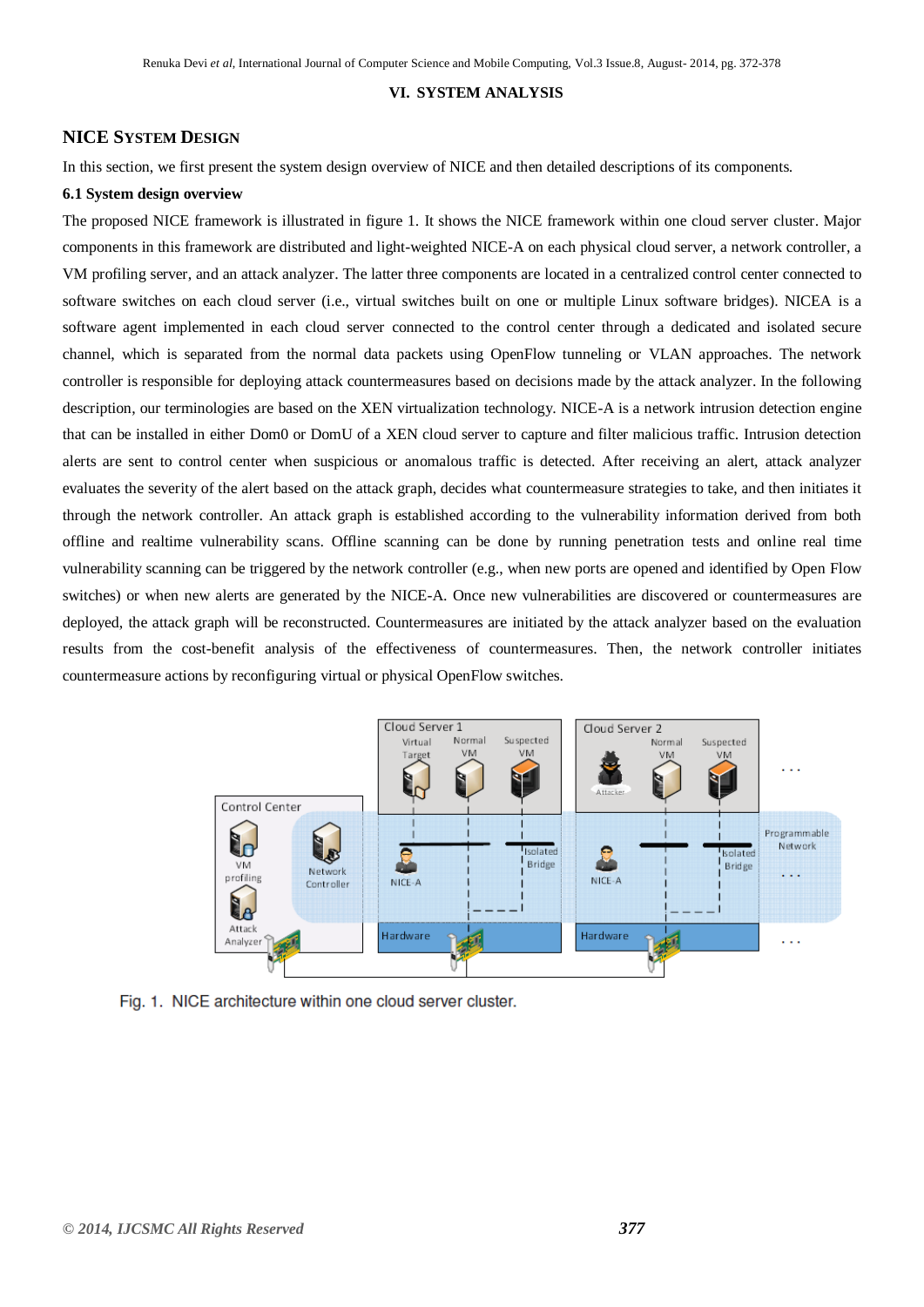## VI. SYSTEM ANALYSIS

### NICE SYSTEM DESIGN

In this section, we first present the system design overview of NICE and then detailed descriptions of its components.

**6.1 System design overview**

The proposed NICE framework is illustrated in figure 1. It shows the NICE framework within one cloud server cluster. Major components in this framework are distributed and light-weighted NICE-A on each physical cloud server, a network controller, a VM profiling server, and an attack analyzer. The latter three components are located in a centralized control center connected to software switches on each cloud server (i.e., virtual switches built on one or multiple Linux software bridges). NICEA is a software agent implemented in each cloud server connected to the control center through a dedicated and isolated secure channel, which is separated from the normal data packets using OpenFlow tunneling or VLAN approaches. The network controller is responsible for deploying attack countermeasures based on decisions made by the attack analyzer. In the following description, our terminologies are based on the XEN virtualization technology. NICE-A is a network intrusion detection engine that can be installed in either Dom0 or DomU of a XEN cloud server to capture and filter malicious traffic. Intrusion detection alerts are sent to control center when suspicious or anomalous traffic is detected. After receiving an alert, attack analyzer evaluates the severity of the alert based on the attack graph, decides what countermeasure strategies to take, and then initiates it through the network controller. An attack graph is established according to the vulnerability information derived from both offline and realtime vulnerability scans. Offline scanning can be done by running penetration tests and online real time vulnerability scanning can be triggered by the network controller (e.g., when new ports are opened and identified by Open Flow switches) or when new alerts are generated by the NICE-A. Once new vulnerabilities are discovered or countermeasures are deployed, the attack graph will be reconstructed. Countermeasures are initiated by the attack analyzer based on the evaluation results from the cost-benefit analysis of the effectiveness of countermeasures. Then, the network controller initiates countermeasure actions by reconfiguring virtual or physical OpenFlow switches.

Fig. 1. NICE architecture within one cloud server cluster.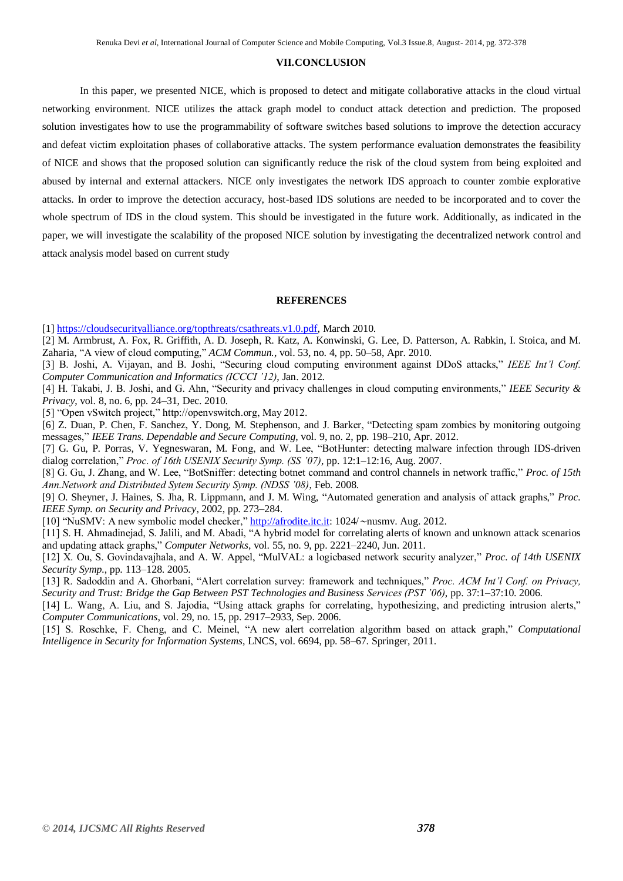## VII. CONCLUSION

In this paper, we presented NICE, which is proposed to detect and mitigate collaborative attacks in the cloud virtual networking environment. NICE utilizes the attack graph model to conduct attack detection and prediction. The proposed solution investigates how to use the programmability of software switches based solutions to improve the detection accuracy and defeat victim exploitation phases of collaborative attacks. The system performance evaluation demonstrates the feasibility of NICE and shows that the proposed solution can significantly reduce the risk of the cloud system from being exploited and abused by internal and external attackers. NICE only investigates the network IDS approach to counter zombie explorative attacks. In order to improve the detection accuracy, host-based IDS solutions are needed to be incorporated and to cover the whole spectrum of IDS in the cloud system. This should be investigated in the future work. Additionally, as indicated in the paper, we will investigate the scalability of the proposed NICE solution by investigating the decentralized network control and attack analysis model based on current study

## REFERENCES

[1] https://cloudsecurityalliance.org/topthreats/csathreats.v1.0.pdf, March 2010.

[2] M. Armbrust, A. Fox, R. Griffith, A. D. Joseph, R. Katz, A. Konwinski, G. Lee, D. Patterson, A. Rabkin, I. Stoica, and M. Zaharia, "A view of cloud computing," *ACM Commun.*, vol. 53, no. 4, pp. 50–58, Apr. 2010.

[3] B. Joshi, A. Vijayan, and B. Joshi, "Securing cloud computing environment against DDoS attacks," *IEEE Int'l Conf. Computer Communication and Informatics (ICCCI '12)*, Jan. 2012.

[4] H. Takabi, J. B. Joshi, and G. Ahn, "Security and privacy challenges in cloud computing environments," *IEEE Security & Privacy*, vol. 8, no. 6, pp. 24–31, Dec. 2010.

[5] "Open vSwitch project," http://openvswitch.org, May 2012.

[6] Z. Duan, P. Chen, F. Sanchez, Y. Dong, M. Stephenson, and J. Barker, "Detecting spam zombies by monitoring outgoing messages," *IEEE Trans. Dependable and Secure Computing*, vol. 9, no. 2, pp. 198–210, Apr. 2012.

[7] G. Gu, P. Porras, V. Yegneswaran, M. Fong, and W. Lee, "BotHunter: detecting malware infection through IDS-driven dialog correlation," *Proc. of 16th USENIX Security Symp. (SS '07)*, pp. 12:1–12:16, Aug. 2007.

[8] G. Gu, J. Zhang, and W. Lee, "BotSniffer: detecting botnet command and control channels in network traffic," *Proc. of 15th Ann.Network and Distributed Sytem Security Symp. (NDSS '08)*, Feb. 2008.

[9] O. Sheyner, J. Haines, S. Jha, R. Lippmann, and J. M. Wing, "Automated generation and analysis of attack graphs," *Proc. IEEE Symp. on Security and Privacy*, 2002, pp. 273–284.

[10] "NuSMV: A new symbolic model checker," http://afrodite.itc.it: 1024/∼nusmv. Aug. 2012.

[11] S. H. Ahmadinejad, S. Jalili, and M. Abadi, "A hybrid model for correlating alerts of known and unknown attack scenarios and updating attack graphs," *Computer Networks*, vol. 55, no. 9, pp. 2221–2240, Jun. 2011.

[12] X. Ou, S. Govindavajhala, and A. W. Appel, "MulVAL: a logicbased network security analyzer," *Proc. of 14th USENIX Security Symp.*, pp. 113–128. 2005.

[13] R. Sadoddin and A. Ghorbani, "Alert correlation survey: framework and techniques," *Proc. ACM Int'l Conf. on Privacy, Security and Trust: Bridge the Gap Between PST Technologies and Business Services (PST '06)*, pp. 37:1–37:10. 2006.

[14] L. Wang, A. Liu, and S. Jajodia, "Using attack graphs for correlating, hypothesizing, and predicting intrusion alerts," *Computer Communications*, vol. 29, no. 15, pp. 2917–2933, Sep. 2006.

[15] S. Roschke, F. Cheng, and C. Meinel, "A new alert correlation algorithm based on attack graph," *Computational Intelligence in Security for Information Systems*, LNCS, vol. 6694, pp. 58–67. Springer, 2011.